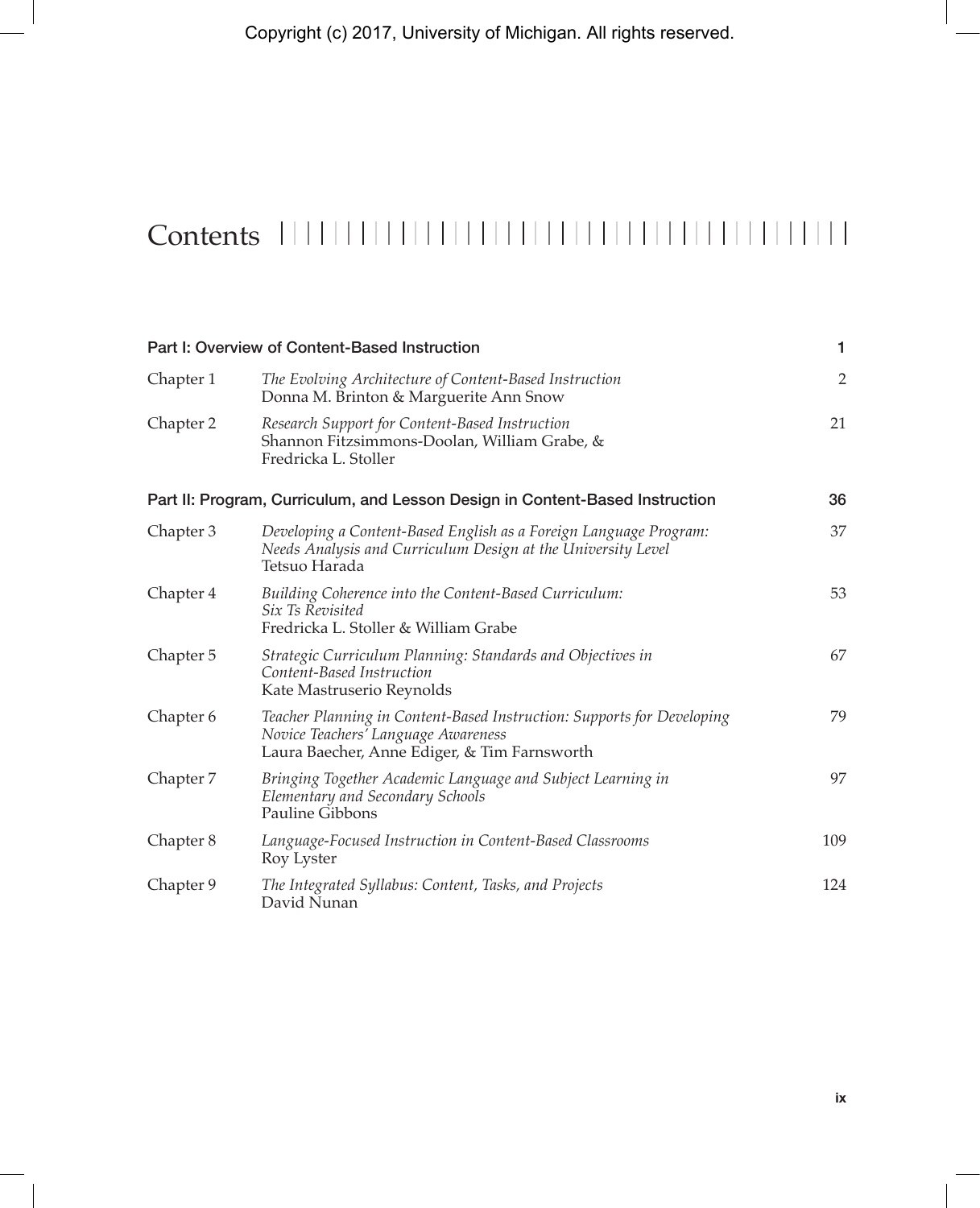# Contents

| | | |
|---|---|---|
| **Part I: Overview of Content-Based Instruction** | | **1** |
| Chapter 1 | *The Evolving Architecture of Content-Based Instruction*<br>Donna M. Brinton & Marguerite Ann Snow | 2 |
| Chapter 2 | *Research Support for Content-Based Instruction*<br>Shannon Fitzsimmons-Doolan, William Grabe, & Fredricka L. Stoller | 21 |
| **Part II: Program, Curriculum, and Lesson Design in Content-Based Instruction** | | **36** |
| Chapter 3 | *Developing a Content-Based English as a Foreign Language Program: Needs Analysis and Curriculum Design at the University Level*<br>Tetsuo Harada | 37 |
| Chapter 4 | *Building Coherence into the Content-Based Curriculum: Six Ts Revisited*<br>Fredricka L. Stoller & William Grabe | 53 |
| Chapter 5 | *Strategic Curriculum Planning: Standards and Objectives in Content-Based Instruction*<br>Kate Mastruserio Reynolds | 67 |
| Chapter 6 | *Teacher Planning in Content-Based Instruction: Supports for Developing Novice Teachers' Language Awareness*<br>Laura Baecher, Anne Ediger, & Tim Farnsworth | 79 |
| Chapter 7 | *Bringing Together Academic Language and Subject Learning in Elementary and Secondary Schools*<br>Pauline Gibbons | 97 |
| Chapter 8 | *Language-Focused Instruction in Content-Based Classrooms*<br>Roy Lyster | 109 |
| Chapter 9 | *The Integrated Syllabus: Content, Tasks, and Projects*<br>David Nunan | 124 |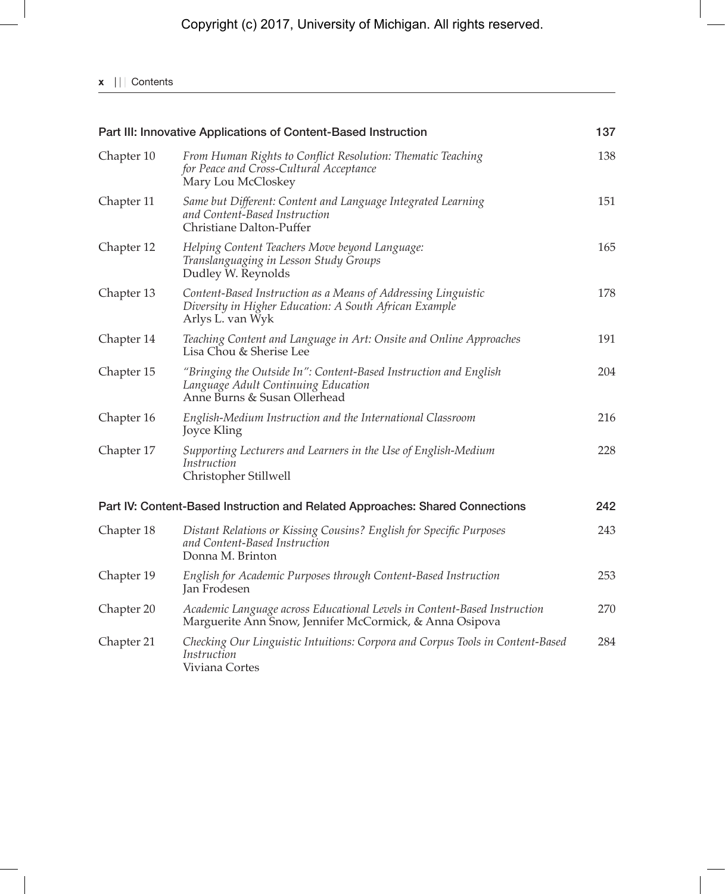## Part III: Innovative Applications of Content-Based Instruction — 137

| | | |
|---|---|---|
| Chapter 10 | *From Human Rights to Conflict Resolution: Thematic Teaching for Peace and Cross-Cultural Acceptance*<br>Mary Lou McCloskey | 138 |
| Chapter 11 | *Same but Different: Content and Language Integrated Learning and Content-Based Instruction*<br>Christiane Dalton-Puffer | 151 |
| Chapter 12 | *Helping Content Teachers Move beyond Language: Translanguaging in Lesson Study Groups*<br>Dudley W. Reynolds | 165 |
| Chapter 13 | *Content-Based Instruction as a Means of Addressing Linguistic Diversity in Higher Education: A South African Example*<br>Arlys L. van Wyk | 178 |
| Chapter 14 | *Teaching Content and Language in Art: Onsite and Online Approaches*<br>Lisa Chou & Sherise Lee | 191 |
| Chapter 15 | *"Bringing the Outside In": Content-Based Instruction and English Language Adult Continuing Education*<br>Anne Burns & Susan Ollerhead | 204 |
| Chapter 16 | *English-Medium Instruction and the International Classroom*<br>Joyce Kling | 216 |
| Chapter 17 | *Supporting Lecturers and Learners in the Use of English-Medium Instruction*<br>Christopher Stillwell | 228 |

## Part IV: Content-Based Instruction and Related Approaches: Shared Connections — 242

| | | |
|---|---|---|
| Chapter 18 | *Distant Relations or Kissing Cousins? English for Specific Purposes and Content-Based Instruction*<br>Donna M. Brinton | 243 |
| Chapter 19 | *English for Academic Purposes through Content-Based Instruction*<br>Jan Frodesen | 253 |
| Chapter 20 | *Academic Language across Educational Levels in Content-Based Instruction*<br>Marguerite Ann Snow, Jennifer McCormick, & Anna Osipova | 270 |
| Chapter 21 | *Checking Our Linguistic Intuitions: Corpora and Corpus Tools in Content-Based Instruction*<br>Viviana Cortes | 284 |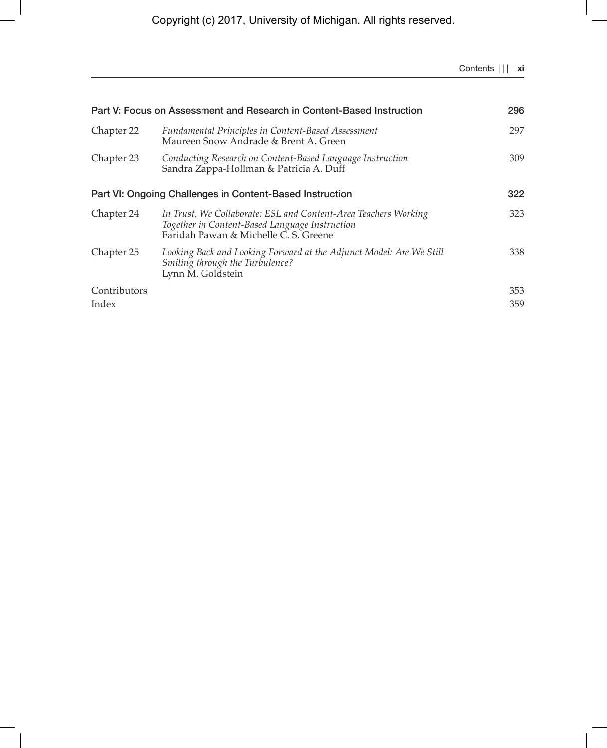| | | |
|---|---|---|
| **Part V: Focus on Assessment and Research in Content-Based Instruction** | | **296** |
| Chapter 22 | *Fundamental Principles in Content-Based Assessment*<br>Maureen Snow Andrade & Brent A. Green | 297 |
| Chapter 23 | *Conducting Research on Content-Based Language Instruction*<br>Sandra Zappa-Hollman & Patricia A. Duff | 309 |
| **Part VI: Ongoing Challenges in Content-Based Instruction** | | **322** |
| Chapter 24 | *In Trust, We Collaborate: ESL and Content-Area Teachers Working Together in Content-Based Language Instruction*<br>Faridah Pawan & Michelle C. S. Greene | 323 |
| Chapter 25 | *Looking Back and Looking Forward at the Adjunct Model: Are We Still Smiling through the Turbulence?*<br>Lynn M. Goldstein | 338 |
| Contributors | | 353 |
| Index | | 359 |